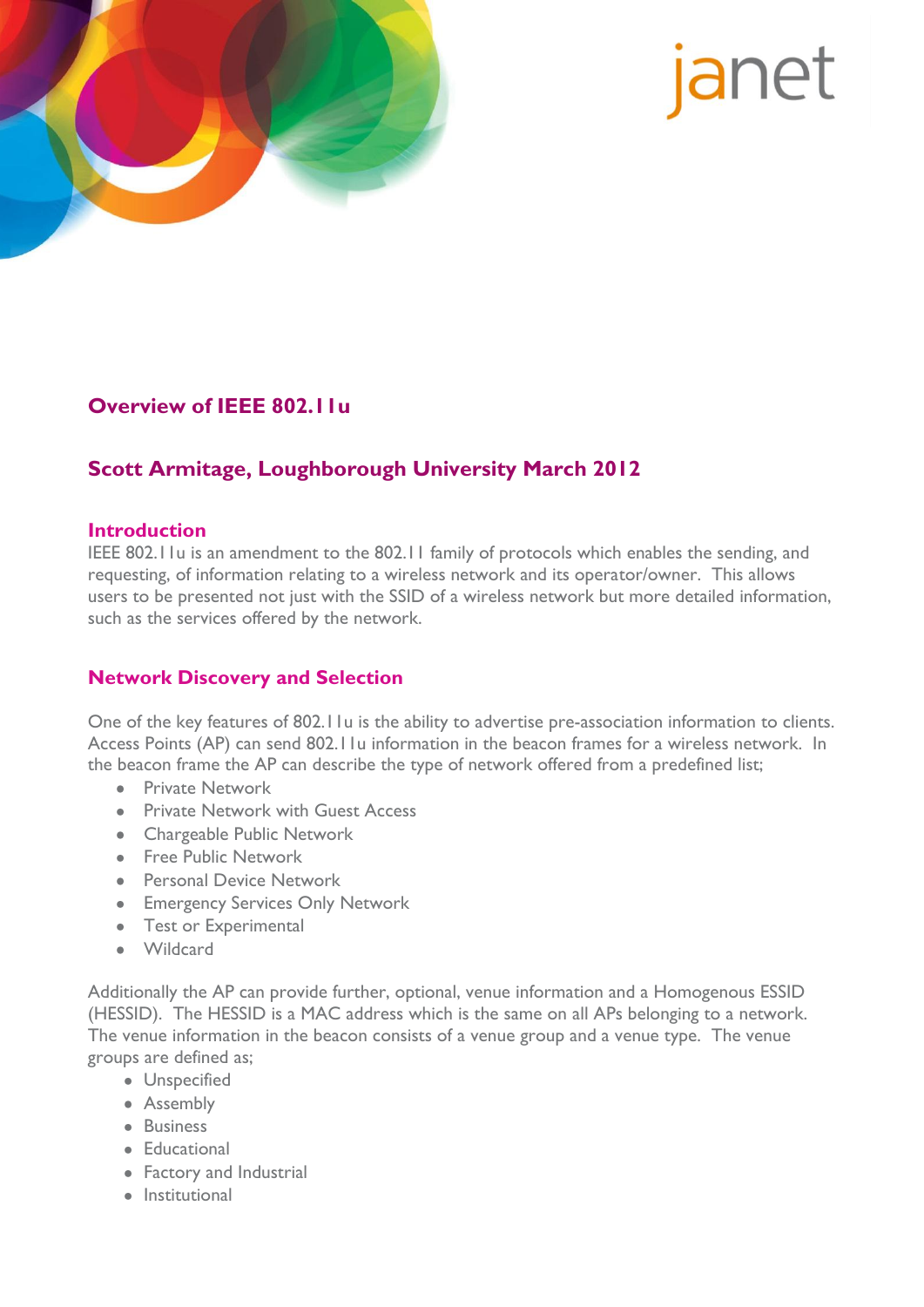# Overview of IEEE 802.11u

## Scott Armitage, Loughborough University March 2012

### Introduction

IEEE 802.11u is an amendment to the 802.11 family of protocols which enables the sending, and requesting, of information relating to a wireless network and its operator/owner. This allows users to be presented not just with the SSID of a wireless network but more detailed information, such as the services offered by the network.

### Network Discovery and Selection

One of the key features of 802.11u is the ability to advertise pre-association information to clients. Access Points (AP) can send 802.11u information in the beacon frames for a wireless network. In the beacon frame the AP can describe the type of network offered from a predefined list;

- Private Network
- Private Network with Guest Access
- Chargeable Public Network
- Free Public Network
- Personal Device Network
- Emergency Services Only Network
- Test or Experimental
- Wildcard

Additionally the AP can provide further, optional, venue information and a Homogenous ESSID (HESSID). The HESSID is a MAC address which is the same on all APs belonging to a network. The venue information in the beacon consists of a venue group and a venue type. The venue groups are defined as;

- Unspecified
- Assembly
- Business
- Educational
- Factory and Industrial
- Institutional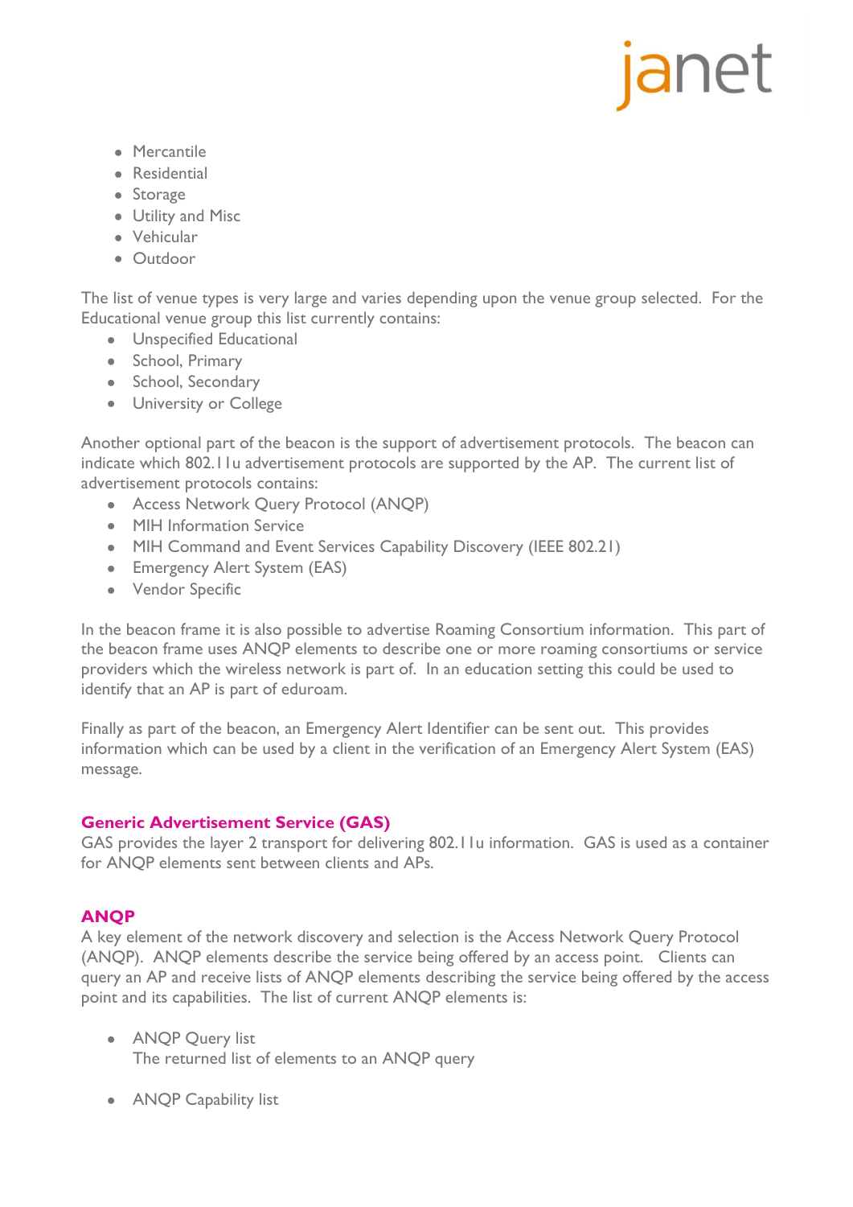- Mercantile
- Residential
- Storage
- Utility and Misc
- Vehicular
- Outdoor

The list of venue types is very large and varies depending upon the venue group selected. For the Educational venue group this list currently contains:

- Unspecified Educational
- School, Primary
- School, Secondary
- University or College

Another optional part of the beacon is the support of advertisement protocols. The beacon can indicate which 802.11u advertisement protocols are supported by the AP. The current list of advertisement protocols contains:

- Access Network Query Protocol (ANQP)
- MIH Information Service
- MIH Command and Event Services Capability Discovery (IEEE 802.21)
- Emergency Alert System (EAS)
- Vendor Specific

In the beacon frame it is also possible to advertise Roaming Consortium information. This part of the beacon frame uses ANQP elements to describe one or more roaming consortiums or service providers which the wireless network is part of. In an education setting this could be used to identify that an AP is part of eduroam.

Finally as part of the beacon, an Emergency Alert Identifier can be sent out. This provides information which can be used by a client in the verification of an Emergency Alert System (EAS) message.

## Generic Advertisement Service (GAS)

GAS provides the layer 2 transport for delivering 802.11u information. GAS is used as a container for ANQP elements sent between clients and APs.

## ANQP

A key element of the network discovery and selection is the Access Network Query Protocol (ANQP). ANQP elements describe the service being offered by an access point. Clients can query an AP and receive lists of ANQP elements describing the service being offered by the access point and its capabilities. The list of current ANQP elements is:

- ANQP Query list
  The returned list of elements to an ANQP query

- ANQP Capability list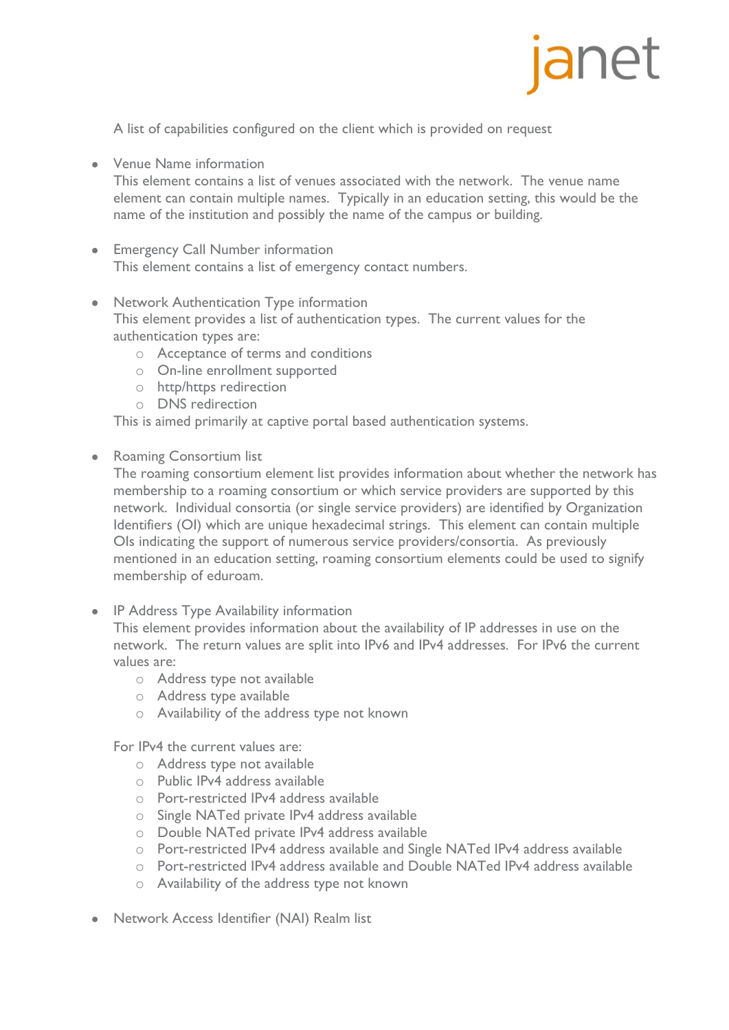A list of capabilities configured on the client which is provided on request

- Venue Name information
  This element contains a list of venues associated with the network. The venue name element can contain multiple names. Typically in an education setting, this would be the name of the institution and possibly the name of the campus or building.

- Emergency Call Number information
  This element contains a list of emergency contact numbers.

- Network Authentication Type information
  This element provides a list of authentication types. The current values for the authentication types are:
    - Acceptance of terms and conditions
    - On-line enrollment supported
    - http/https redirection
    - DNS redirection

  This is aimed primarily at captive portal based authentication systems.

- Roaming Consortium list
  The roaming consortium element list provides information about whether the network has membership to a roaming consortium or which service providers are supported by this network. Individual consortia (or single service providers) are identified by Organization Identifiers (OI) which are unique hexadecimal strings. This element can contain multiple OIs indicating the support of numerous service providers/consortia. As previously mentioned in an education setting, roaming consortium elements could be used to signify membership of eduroam.

- IP Address Type Availability information
  This element provides information about the availability of IP addresses in use on the network. The return values are split into IPv6 and IPv4 addresses. For IPv6 the current values are:
    - Address type not available
    - Address type available
    - Availability of the address type not known

  For IPv4 the current values are:
    - Address type not available
    - Public IPv4 address available
    - Port-restricted IPv4 address available
    - Single NATed private IPv4 address available
    - Double NATed private IPv4 address available
    - Port-restricted IPv4 address available and Single NATed IPv4 address available
    - Port-restricted IPv4 address available and Double NATed IPv4 address available
    - Availability of the address type not known

- Network Access Identifier (NAI) Realm list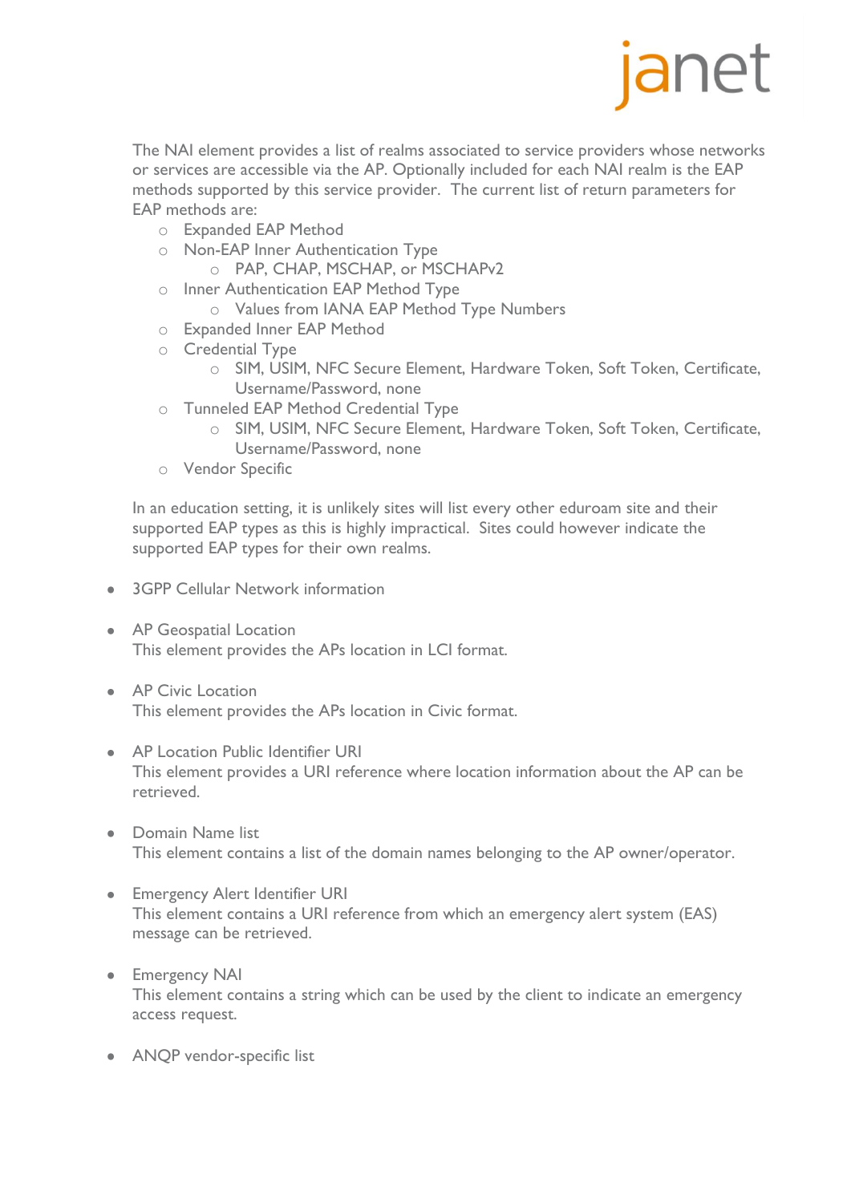The NAI element provides a list of realms associated to service providers whose networks or services are accessible via the AP. Optionally included for each NAI realm is the EAP methods supported by this service provider. The current list of return parameters for EAP methods are:

- Expanded EAP Method
- Non-EAP Inner Authentication Type
  - PAP, CHAP, MSCHAP, or MSCHAPv2
- Inner Authentication EAP Method Type
  - Values from IANA EAP Method Type Numbers
- Expanded Inner EAP Method
- Credential Type
  - SIM, USIM, NFC Secure Element, Hardware Token, Soft Token, Certificate, Username/Password, none
- Tunneled EAP Method Credential Type
  - SIM, USIM, NFC Secure Element, Hardware Token, Soft Token, Certificate, Username/Password, none
- Vendor Specific

In an education setting, it is unlikely sites will list every other eduroam site and their supported EAP types as this is highly impractical. Sites could however indicate the supported EAP types for their own realms.

- 3GPP Cellular Network information

- AP Geospatial Location
  This element provides the APs location in LCI format.

- AP Civic Location
  This element provides the APs location in Civic format.

- AP Location Public Identifier URI
  This element provides a URI reference where location information about the AP can be retrieved.

- Domain Name list
  This element contains a list of the domain names belonging to the AP owner/operator.

- Emergency Alert Identifier URI
  This element contains a URI reference from which an emergency alert system (EAS) message can be retrieved.

- Emergency NAI
  This element contains a string which can be used by the client to indicate an emergency access request.

- ANQP vendor-specific list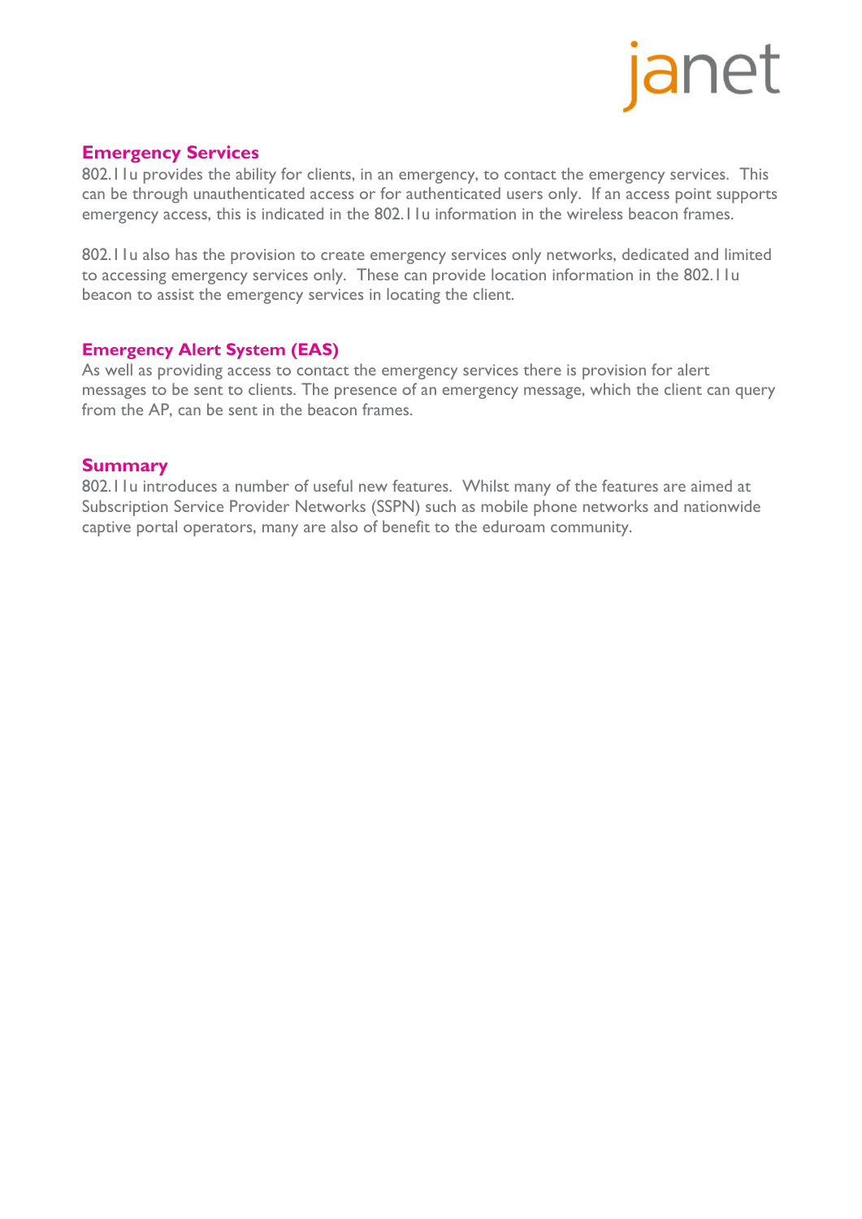## Emergency Services

802.11u provides the ability for clients, in an emergency, to contact the emergency services. This can be through unauthenticated access or for authenticated users only. If an access point supports emergency access, this is indicated in the 802.11u information in the wireless beacon frames.

802.11u also has the provision to create emergency services only networks, dedicated and limited to accessing emergency services only. These can provide location information in the 802.11u beacon to assist the emergency services in locating the client.

## Emergency Alert System (EAS)

As well as providing access to contact the emergency services there is provision for alert messages to be sent to clients. The presence of an emergency message, which the client can query from the AP, can be sent in the beacon frames.

## Summary

802.11u introduces a number of useful new features. Whilst many of the features are aimed at Subscription Service Provider Networks (SSPN) such as mobile phone networks and nationwide captive portal operators, many are also of benefit to the eduroam community.